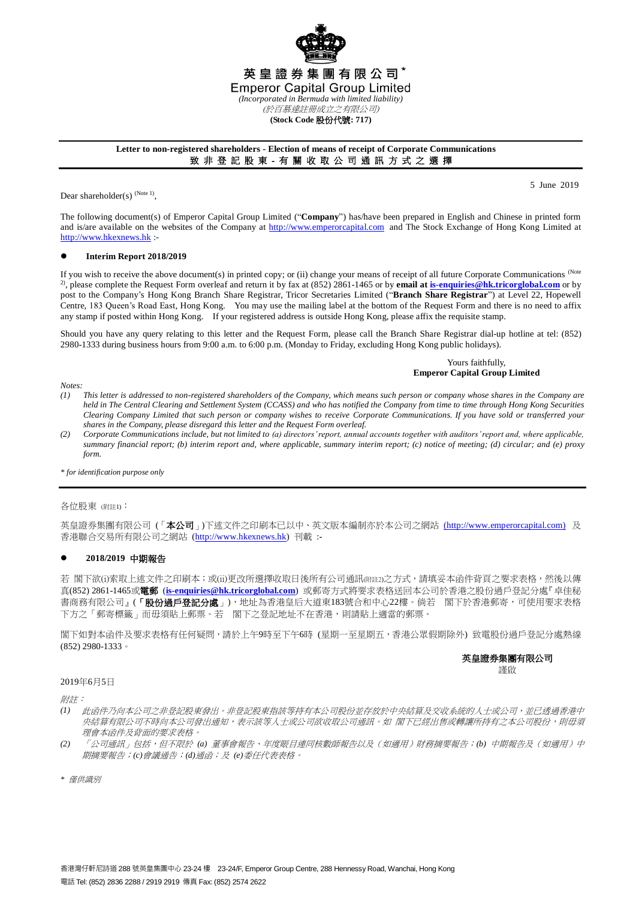英皇證券集團有限公司*

Emperor Capital Group Limited

*(Incorporated in Bermuda with limited liability)*

*(於百慕達註冊成立之有限公司)*

**(Stock Code 股份代號: 717)**

**Letter to non-registered shareholders - Election of means of receipt of Corporate Communications**

**致非登記股東 - 有關收取公司通訊方式之選擇**

5 June 2019

Dear shareholder(s) [Note 1],

The following document(s) of Emperor Capital Group Limited ("**Company**") has/have been prepared in English and Chinese in printed form and is/are available on the websites of the Company at http://www.emperorcapital.com and The Stock Exchange of Hong Kong Limited at http://www.hkexnews.hk :-

- **Interim Report 2018/2019**

If you wish to receive the above document(s) in printed copy; or (ii) change your means of receipt of all future Corporate Communications [Note 2], please complete the Request Form overleaf and return it by fax at (852) 2861-1465 or by **email at is-enquiries@hk.tricorglobal.com** or by post to the Company's Hong Kong Branch Share Registrar, Tricor Secretaries Limited ("**Branch Share Registrar**") at Level 22, Hopewell Centre, 183 Queen's Road East, Hong Kong. You may use the mailing label at the bottom of the Request Form and there is no need to affix any stamp if posted within Hong Kong. If your registered address is outside Hong Kong, please affix the requisite stamp.

Should you have any query relating to this letter and the Request Form, please call the Branch Share Registrar dial-up hotline at tel: (852) 2980-1333 during business hours from 9:00 a.m. to 6:00 p.m. (Monday to Friday, excluding Hong Kong public holidays).

Yours faithfully,
**Emperor Capital Group Limited**

*Notes:*

*(1) This letter is addressed to non-registered shareholders of the Company, which means such person or company whose shares in the Company are held in The Central Clearing and Settlement System (CCASS) and who has notified the Company from time to time through Hong Kong Securities Clearing Company Limited that such person or company wishes to receive Corporate Communications. If you have sold or transferred your shares in the Company, please disregard this letter and the Request Form overleaf.*

*(2) Corporate Communications include, but not limited to (a) directors' report, annual accounts together with auditors' report and, where applicable, summary financial report; (b) interim report and, where applicable, summary interim report; (c) notice of meeting; (d) circular; and (e) proxy form.*

*\* for identification purpose only*

---

各位股東 (附註1)：

英皇證券集團有限公司（「**本公司**」)下述文件之印刷本已以中、英文版本編制亦於本公司之網站 (http://www.emperorcapital.com) 及香港聯合交易所有限公司之網站 (http://www.hkexnews.hk) 刊載 :-

- **2018/2019 中期報告**

若 閣下欲(i)索取上述文件之印刷本；或(ii)更改所選擇收取日後所有公司通訊(附註2)之方式，請填妥本函件背頁之要求表格，然後以傳真(852) 2861-1465或**電郵** (**is-enquiries@hk.tricorglobal.com**) 或郵寄方式將要求表格送回本公司於香港之股份過戶登記分處『卓佳秘書商務有限公司』(「**股份過戶登記分處**」)，地址為香港皇后大道東183號合和中心22樓。倘若 閣下於香港郵寄，可使用要求表格下方之「郵寄標籤」而毋須貼上郵票。若 閣下之登記地址不在香港，則請貼上適當的郵票。

閣下如對本函件及要求表格有任何疑問，請於上午9時至下午6時 (星期一至星期五，香港公眾假期除外) 致電股份過戶登記分處熱線 (852) 2980-1333。

**英皇證券集團有限公司**
謹啟

2019年6月5日

*附註：*

*(1) 此函件乃向本公司之非登記股東發出。非登記股東指該等持有本公司股份並存放於中央結算及交收系統的人士或公司，並已透過香港中央結算有限公司不時向本公司發出通知，表示該等人士或公司欲收取公司通訊。如 閣下已經出售或轉讓所持有之本公司股份，則毋須理會本函件及背面的要求表格。*

*(2) 「公司通訊」包括，但不限於 (a) 董事會報告、年度賬目連同核數師報告以及（如適用）財務摘要報告；(b) 中期報告及（如適用）中期摘要報告；(c) 會議通告；(d) 通函；及 (e) 委任代表表格。*

*\* 僅供識別*

香港灣仔軒尼詩道 288 號英皇集團中心 23-24 樓 23-24/F, Emperor Group Centre, 288 Hennessy Road, Wanchai, Hong Kong

電話 Tel: (852) 2836 2288 / 2919 2919 傳真 Fax: (852) 2574 2622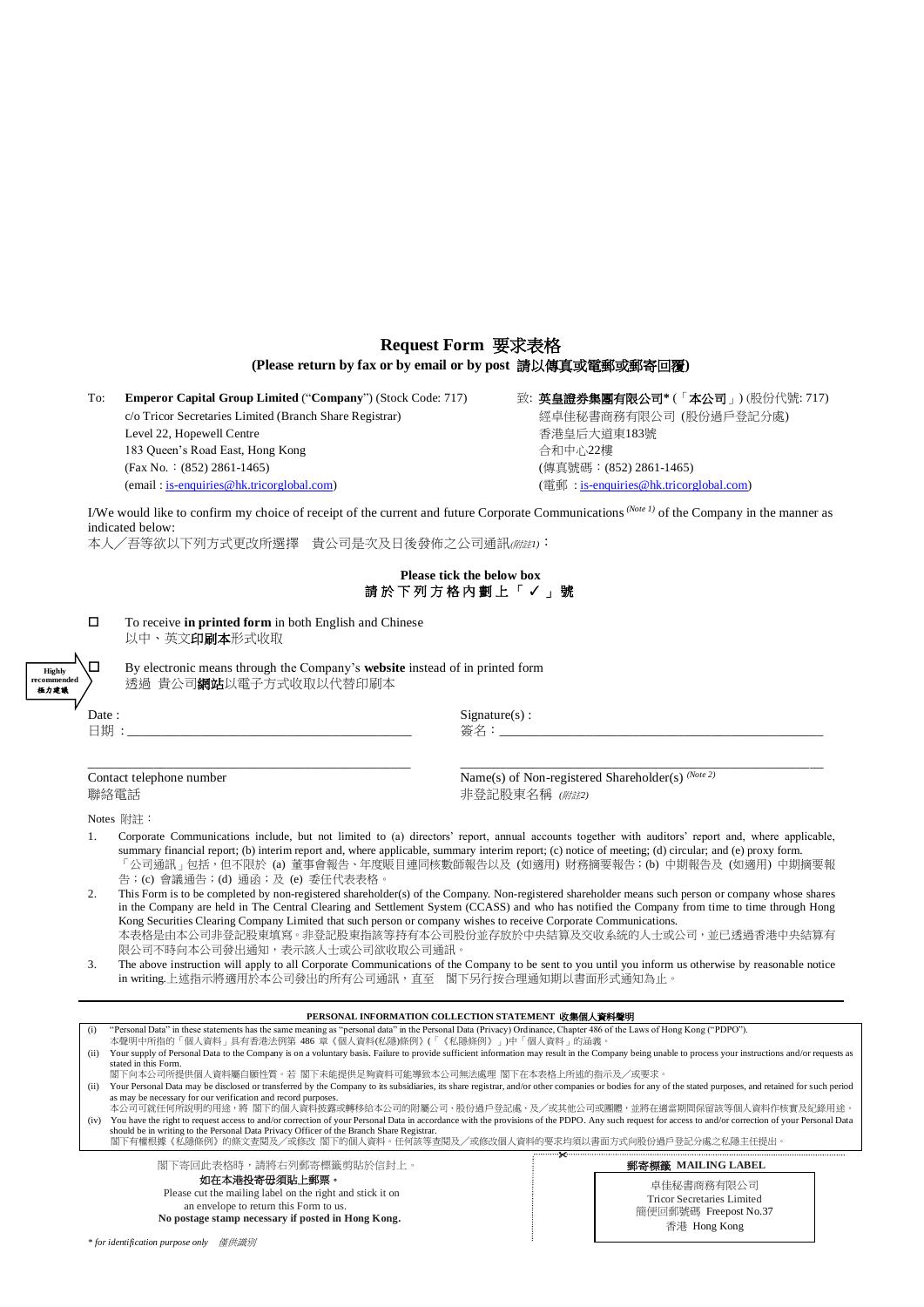# Request Form 要求表格

**(Please return by fax or by email or by post 請以傳真或電郵或郵寄回覆)**

To: **Emperor Capital Group Limited** ("**Company**") (Stock Code: 717)
c/o Tricor Secretaries Limited (Branch Share Registrar)
Level 22, Hopewell Centre
183 Queen's Road East, Hong Kong
(Fax No.：(852) 2861-1465)
(email : is-enquiries@hk.tricorglobal.com)

致: **英皇證券集團有限公司***（「**本公司**」）(股份代號: 717)
經卓佳秘書商務有限公司 (股份過戶登記分處)
香港皇后大道東183號
合和中心22樓
(傳真號碼：(852) 2861-1465)
(電郵 : is-enquiries@hk.tricorglobal.com)

I/We would like to confirm my choice of receipt of the current and future Corporate Communications *(Note 1)* of the Company in the manner as indicated below:
本人／吾等欲以下列方式更改所選擇　貴公司是次及日後發佈之公司通訊*(附註1)*：

**Please tick the below box**
**請於下列方格內劃上「✓」號**

☐ To receive **in printed form** in both English and Chinese
以中、英文**印刷本**形式收取

Highly recommended 極力建議

☐ By electronic means through the Company's **website** instead of in printed form
透過　貴公司**網站**以電子方式收取以代替印刷本

Date :
日期：\_\_\_\_\_\_\_\_\_\_\_\_\_\_\_\_\_\_\_\_\_\_\_\_\_\_\_\_

Signature(s) :
簽名：\_\_\_\_\_\_\_\_\_\_\_\_\_\_\_\_\_\_\_\_\_\_\_\_\_\_\_\_

\_\_\_\_\_\_\_\_\_\_\_\_\_\_\_\_\_\_\_\_\_\_\_\_\_\_\_\_
Contact telephone number
聯絡電話

\_\_\_\_\_\_\_\_\_\_\_\_\_\_\_\_\_\_\_\_\_\_\_\_\_\_\_\_
Name(s) of Non-registered Shareholder(s) *(Note 2)*
非登記股東名稱 *(附註2)*

Notes 附註：

1. Corporate Communications include, but not limited to (a) directors' report, annual accounts together with auditors' report and, where applicable, summary financial report; (b) interim report and, where applicable, summary interim report; (c) notice of meeting; (d) circular; and (e) proxy form.
「公司通訊」包括，但不限於 (a) 董事會報告、年度賬目連同核數師報告以及 (如適用) 財務摘要報告；(b) 中期報告及 (如適用) 中期摘要報告；(c) 會議通告；(d) 通函；及 (e) 委任代表表格。
2. This Form is to be completed by non-registered shareholder(s) of the Company. Non-registered shareholder means such person or company whose shares in the Company are held in The Central Clearing and Settlement System (CCASS) and who has notified the Company from time to time through Hong Kong Securities Clearing Company Limited that such person or company wishes to receive Corporate Communications.
本表格是由本公司非登記股東填寫。非登記股東指該等持有本公司股份並存放於中央結算及交收系統的人士或公司，並已透過香港中央結算有限公司不時向本公司發出通知，表示該人士或公司欲收取公司通訊。
3. The above instruction will apply to all Corporate Communications of the Company to be sent to you until you inform us otherwise by reasonable notice in writing.上述指示將適用於本公司發出的所有公司通訊，直至　閣下另行按合理通知期以書面形式通知為止。

**PERSONAL INFORMATION COLLECTION STATEMENT 收集個人資料聲明**

(i) "Personal Data" in these statements has the same meaning as "personal data" in the Personal Data (Privacy) Ordinance, Chapter 486 of the Laws of Hong Kong ("PDPO").
本聲明中所指的「個人資料」具有香港法例第 486 章《個人資料(私隱)條例》(「《私隱條例》」)中「個人資料」的涵義。

(ii) Your supply of Personal Data to the Company is on a voluntary basis. Failure to provide sufficient information may result in the Company being unable to process your instructions and/or requests as stated in this Form.
閣下向本公司所提供個人資料屬自願性質。若　閣下未能提供足夠資料可能導致本公司無法處理　閣下在本表格上所述的指示及／或要求。

(ii) Your Personal Data may be disclosed or transferred by the Company to its subsidiaries, its share registrar, and/or other companies or bodies for any of the stated purposes, and retained for such period as may be necessary for our verification and record purposes.
本公司可就任何所說明的用途，將　閣下的個人資料披露或轉移給本公司的附屬公司、股份過戶登記處、及／或其他公司或團體，並將在適當期間保留該等個人資料作核實及紀錄用途。

(iv) You have the right to request access to and/or correction of your Personal Data in accordance with the provisions of the PDPO. Any such request for access to and/or correction of your Personal Data should be in writing to the Personal Data Privacy Officer of the Branch Share Registrar.
閣下有權根據《私隱條例》的條文查閱及／或修改　閣下的個人資料。任何該等查閱及／或修改個人資料的要求均須以書面方式向股份過戶登記分處之私隱主任提出。

閣下寄回此表格時，請將右列郵寄標籤剪貼於信封上。
**如在本港投寄毋須貼上郵票。**
Please cut the mailing label on the right and stick it on an envelope to return this Form to us.
**No postage stamp necessary if posted in Hong Kong.**

**郵寄標籤 MAILING LABEL**

卓佳秘書商務有限公司
Tricor Secretaries Limited
簡便回郵號碼 Freepost No.37
香港 Hong Kong

*\* for identification purpose only　僅供識別*